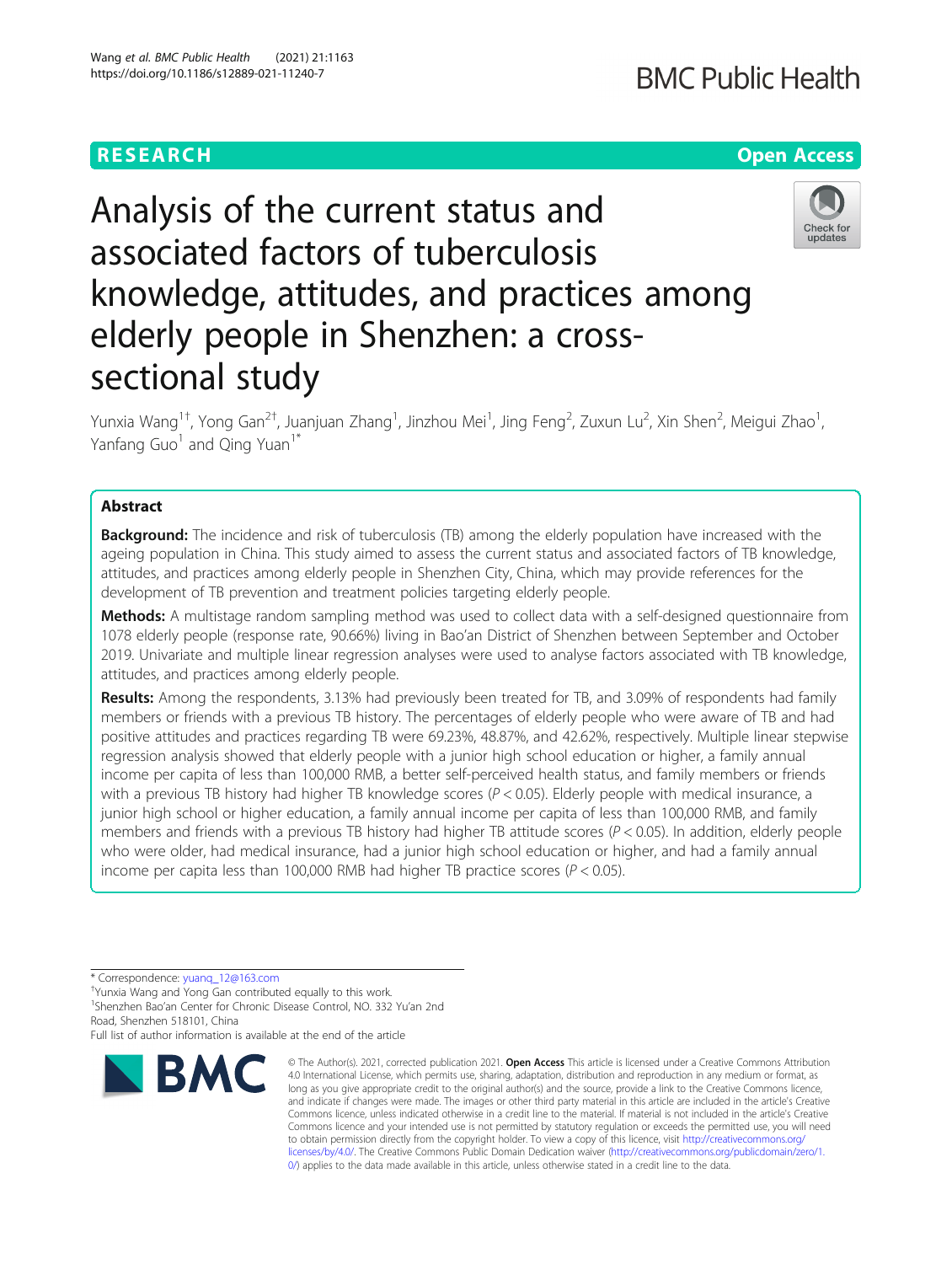RESEARCH

Open Access

# Analysis of the current status and associated factors of tuberculosis knowledge, attitudes, and practices among elderly people in Shenzhen: a cross-sectional study

Yunxia Wang[1†], Yong Gan[2†], Juanjuan Zhang[1], Jinzhou Mei[1], Jing Feng[2], Zuxun Lu[2], Xin Shen[2], Meigui Zhao[1], Yanfang Guo[1] and Qing Yuan[1*]

## Abstract

**Background:** The incidence and risk of tuberculosis (TB) among the elderly population have increased with the ageing population in China. This study aimed to assess the current status and associated factors of TB knowledge, attitudes, and practices among elderly people in Shenzhen City, China, which may provide references for the development of TB prevention and treatment policies targeting elderly people.

**Methods:** A multistage random sampling method was used to collect data with a self-designed questionnaire from 1078 elderly people (response rate, 90.66%) living in Bao'an District of Shenzhen between September and October 2019. Univariate and multiple linear regression analyses were used to analyse factors associated with TB knowledge, attitudes, and practices among elderly people.

**Results:** Among the respondents, 3.13% had previously been treated for TB, and 3.09% of respondents had family members or friends with a previous TB history. The percentages of elderly people who were aware of TB and had positive attitudes and practices regarding TB were 69.23%, 48.87%, and 42.62%, respectively. Multiple linear stepwise regression analysis showed that elderly people with a junior high school education or higher, a family annual income per capita of less than 100,000 RMB, a better self-perceived health status, and family members or friends with a previous TB history had higher TB knowledge scores ($P < 0.05$). Elderly people with medical insurance, a junior high school or higher education, a family annual income per capita of less than 100,000 RMB, and family members and friends with a previous TB history had higher TB attitude scores ($P < 0.05$). In addition, elderly people who were older, had medical insurance, had a junior high school education or higher, and had a family annual income per capita less than 100,000 RMB had higher TB practice scores ($P < 0.05$).

\* Correspondence: yuanq_12@163.com

†Yunxia Wang and Yong Gan contributed equally to this work.

[1]Shenzhen Bao'an Center for Chronic Disease Control, NO. 332 Yu'an 2nd Road, Shenzhen 518101, China

Full list of author information is available at the end of the article

© The Author(s). 2021, corrected publication 2021. **Open Access** This article is licensed under a Creative Commons Attribution 4.0 International License, which permits use, sharing, adaptation, distribution and reproduction in any medium or format, as long as you give appropriate credit to the original author(s) and the source, provide a link to the Creative Commons licence, and indicate if changes were made. The images or other third party material in this article are included in the article's Creative Commons licence, unless indicated otherwise in a credit line to the material. If material is not included in the article's Creative Commons licence and your intended use is not permitted by statutory regulation or exceeds the permitted use, you will need to obtain permission directly from the copyright holder. To view a copy of this licence, visit http://creativecommons.org/licenses/by/4.0/. The Creative Commons Public Domain Dedication waiver (http://creativecommons.org/publicdomain/zero/1.0/) applies to the data made available in this article, unless otherwise stated in a credit line to the data.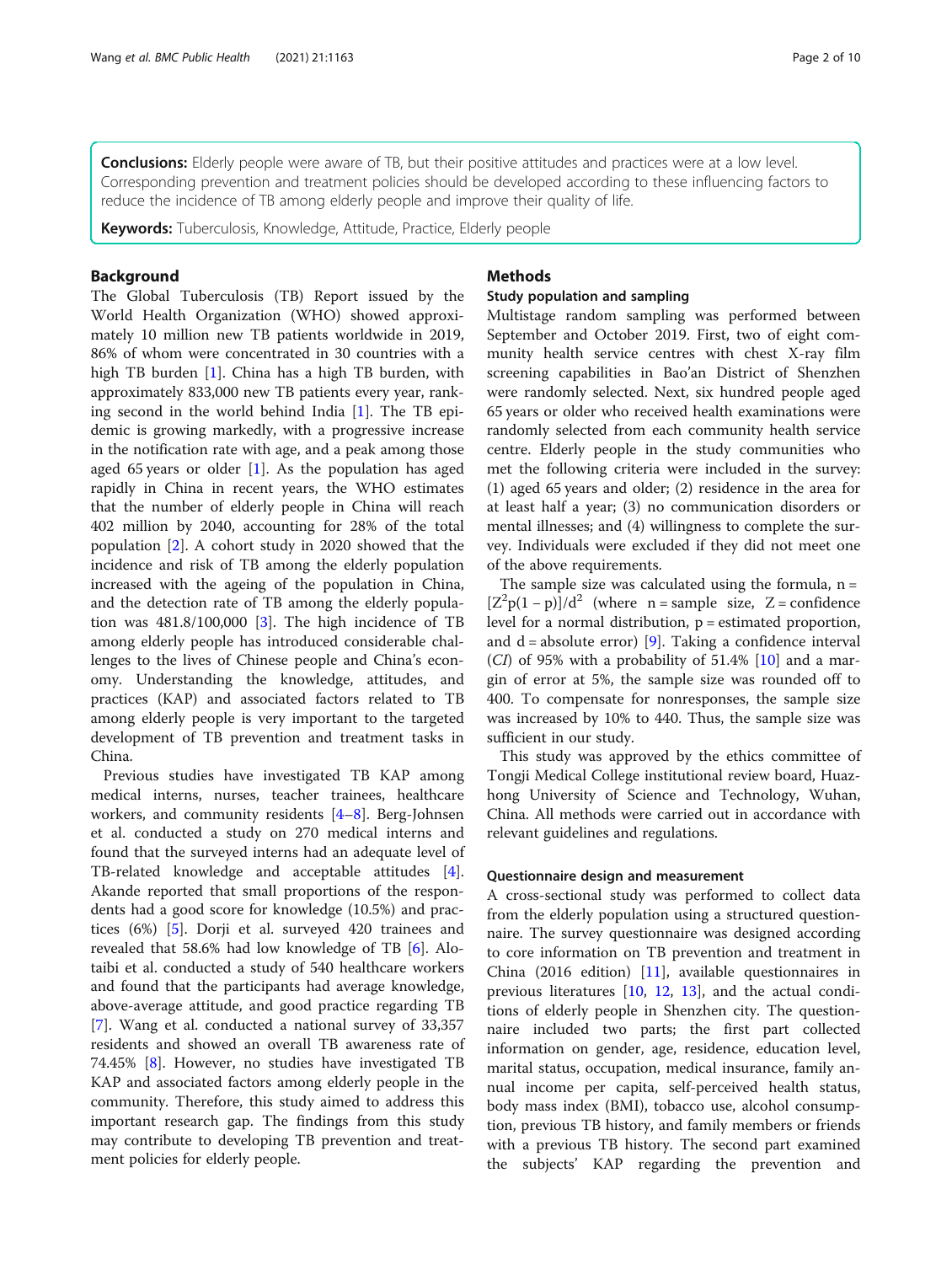**Conclusions:** Elderly people were aware of TB, but their positive attitudes and practices were at a low level. Corresponding prevention and treatment policies should be developed according to these influencing factors to reduce the incidence of TB among elderly people and improve their quality of life.

**Keywords:** Tuberculosis, Knowledge, Attitude, Practice, Elderly people

## Background

The Global Tuberculosis (TB) Report issued by the World Health Organization (WHO) showed approximately 10 million new TB patients worldwide in 2019, 86% of whom were concentrated in 30 countries with a high TB burden [1]. China has a high TB burden, with approximately 833,000 new TB patients every year, ranking second in the world behind India [1]. The TB epidemic is growing markedly, with a progressive increase in the notification rate with age, and a peak among those aged 65 years or older [1]. As the population has aged rapidly in China in recent years, the WHO estimates that the number of elderly people in China will reach 402 million by 2040, accounting for 28% of the total population [2]. A cohort study in 2020 showed that the incidence and risk of TB among the elderly population increased with the ageing of the population in China, and the detection rate of TB among the elderly population was 481.8/100,000 [3]. The high incidence of TB among elderly people has introduced considerable challenges to the lives of Chinese people and China's economy. Understanding the knowledge, attitudes, and practices (KAP) and associated factors related to TB among elderly people is very important to the targeted development of TB prevention and treatment tasks in China.

Previous studies have investigated TB KAP among medical interns, nurses, teacher trainees, healthcare workers, and community residents [4–8]. Berg-Johnsen et al. conducted a study on 270 medical interns and found that the surveyed interns had an adequate level of TB-related knowledge and acceptable attitudes [4]. Akande reported that small proportions of the respondents had a good score for knowledge (10.5%) and practices (6%) [5]. Dorji et al. surveyed 420 trainees and revealed that 58.6% had low knowledge of TB [6]. Alotaibi et al. conducted a study of 540 healthcare workers and found that the participants had average knowledge, above-average attitude, and good practice regarding TB [7]. Wang et al. conducted a national survey of 33,357 residents and showed an overall TB awareness rate of 74.45% [8]. However, no studies have investigated TB KAP and associated factors among elderly people in the community. Therefore, this study aimed to address this important research gap. The findings from this study may contribute to developing TB prevention and treatment policies for elderly people.

## Methods

### Study population and sampling

Multistage random sampling was performed between September and October 2019. First, two of eight community health service centres with chest X-ray film screening capabilities in Bao'an District of Shenzhen were randomly selected. Next, six hundred people aged 65 years or older who received health examinations were randomly selected from each community health service centre. Elderly people in the study communities who met the following criteria were included in the survey: (1) aged 65 years and older; (2) residence in the area for at least half a year; (3) no communication disorders or mental illnesses; and (4) willingness to complete the survey. Individuals were excluded if they did not meet one of the above requirements.

The sample size was calculated using the formula, $n = [Z^2p(1-p)]/d^2$ (where n = sample size, Z = confidence level for a normal distribution, p = estimated proportion, and d = absolute error) [9]. Taking a confidence interval (*CI*) of 95% with a probability of 51.4% [10] and a margin of error at 5%, the sample size was rounded off to 400. To compensate for nonresponses, the sample size was increased by 10% to 440. Thus, the sample size was sufficient in our study.

This study was approved by the ethics committee of Tongji Medical College institutional review board, Huazhong University of Science and Technology, Wuhan, China. All methods were carried out in accordance with relevant guidelines and regulations.

### Questionnaire design and measurement

A cross-sectional study was performed to collect data from the elderly population using a structured questionnaire. The survey questionnaire was designed according to core information on TB prevention and treatment in China (2016 edition) [11], available questionnaires in previous literatures [10, 12, 13], and the actual conditions of elderly people in Shenzhen city. The questionnaire included two parts; the first part collected information on gender, age, residence, education level, marital status, occupation, medical insurance, family annual income per capita, self-perceived health status, body mass index (BMI), tobacco use, alcohol consumption, previous TB history, and family members or friends with a previous TB history. The second part examined the subjects' KAP regarding the prevention and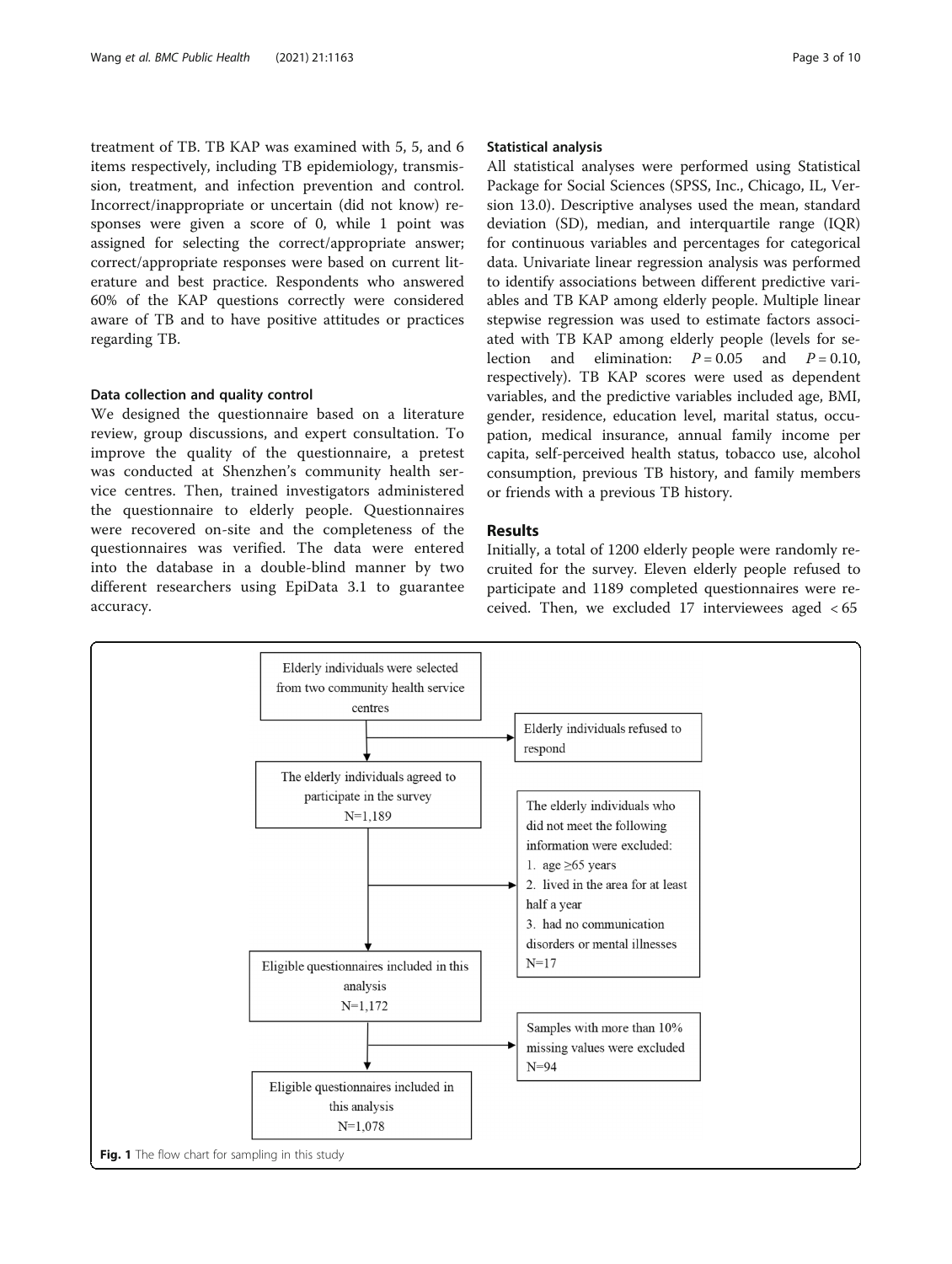treatment of TB. TB KAP was examined with 5, 5, and 6 items respectively, including TB epidemiology, transmission, treatment, and infection prevention and control. Incorrect/inappropriate or uncertain (did not know) responses were given a score of 0, while 1 point was assigned for selecting the correct/appropriate answer; correct/appropriate responses were based on current literature and best practice. Respondents who answered 60% of the KAP questions correctly were considered aware of TB and to have positive attitudes or practices regarding TB.

### Data collection and quality control

We designed the questionnaire based on a literature review, group discussions, and expert consultation. To improve the quality of the questionnaire, a pretest was conducted at Shenzhen's community health service centres. Then, trained investigators administered the questionnaire to elderly people. Questionnaires were recovered on-site and the completeness of the questionnaires was verified. The data were entered into the database in a double-blind manner by two different researchers using EpiData 3.1 to guarantee accuracy.

### Statistical analysis

All statistical analyses were performed using Statistical Package for Social Sciences (SPSS, Inc., Chicago, IL, Version 13.0). Descriptive analyses used the mean, standard deviation (SD), median, and interquartile range (IQR) for continuous variables and percentages for categorical data. Univariate linear regression analysis was performed to identify associations between different predictive variables and TB KAP among elderly people. Multiple linear stepwise regression was used to estimate factors associated with TB KAP among elderly people (levels for selection and elimination: $P = 0.05$ and $P = 0.10$, respectively). TB KAP scores were used as dependent variables, and the predictive variables included age, BMI, gender, residence, education level, marital status, occupation, medical insurance, annual family income per capita, self-perceived health status, tobacco use, alcohol consumption, previous TB history, and family members or friends with a previous TB history.

## Results

Initially, a total of 1200 elderly people were randomly recruited for the survey. Eleven elderly people refused to participate and 1189 completed questionnaires were received. Then, we excluded 17 interviewees aged < 65

Elderly individuals were selected from two community health service centres → Elderly individuals refused to respond

The elderly individuals agreed to participate in the survey N=1,189 → The elderly individuals who did not meet the following information were excluded:
1. age ≥65 years
2. lived in the area for at least half a year
3. had no communication disorders or mental illnesses

N=17

Eligible questionnaires included in this analysis N=1,172 → Samples with more than 10% missing values were excluded N=94

Eligible questionnaires included in this analysis N=1,078

**Fig. 1** The flow chart for sampling in this study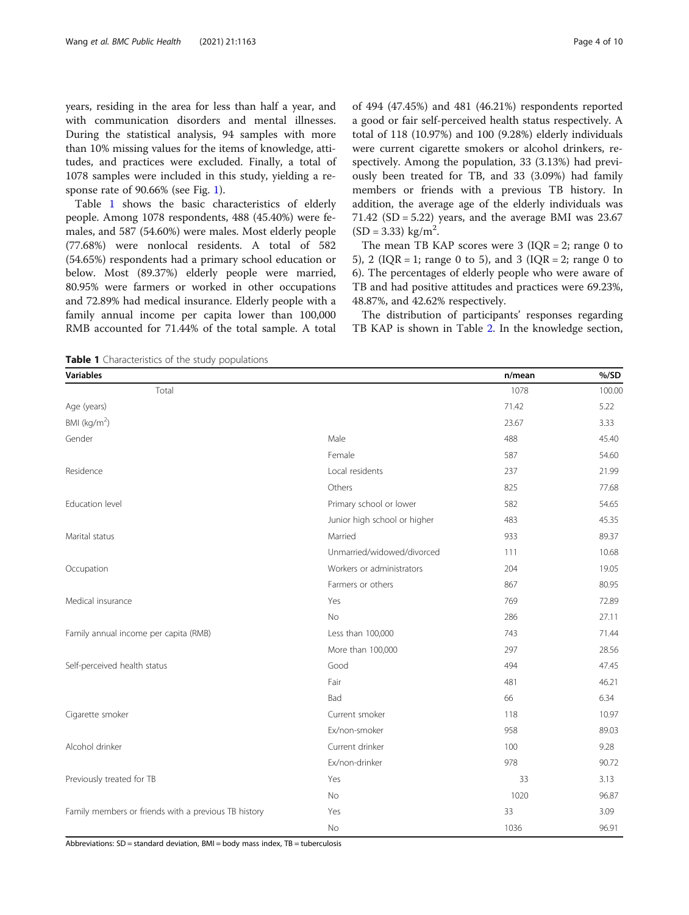years, residing in the area for less than half a year, and with communication disorders and mental illnesses. During the statistical analysis, 94 samples with more than 10% missing values for the items of knowledge, attitudes, and practices were excluded. Finally, a total of 1078 samples were included in this study, yielding a response rate of 90.66% (see Fig. 1).

Table 1 shows the basic characteristics of elderly people. Among 1078 respondents, 488 (45.40%) were females, and 587 (54.60%) were males. Most elderly people (77.68%) were nonlocal residents. A total of 582 (54.65%) respondents had a primary school education or below. Most (89.37%) elderly people were married, 80.95% were farmers or worked in other occupations and 72.89% had medical insurance. Elderly people with a family annual income per capita lower than 100,000 RMB accounted for 71.44% of the total sample. A total of 494 (47.45%) and 481 (46.21%) respondents reported a good or fair self-perceived health status respectively. A total of 118 (10.97%) and 100 (9.28%) elderly individuals were current cigarette smokers or alcohol drinkers, respectively. Among the population, 33 (3.13%) had previously been treated for TB, and 33 (3.09%) had family members or friends with a previous TB history. In addition, the average age of the elderly individuals was 71.42 (SD = 5.22) years, and the average BMI was 23.67 (SD = 3.33) kg/m$^2$.

The mean TB KAP scores were 3 (IQR = 2; range 0 to 5), 2 (IQR = 1; range 0 to 5), and 3 (IQR = 2; range 0 to 6). The percentages of elderly people who were aware of TB and had positive attitudes and practices were 69.23%, 48.87%, and 42.62% respectively.

The distribution of participants' responses regarding TB KAP is shown in Table 2. In the knowledge section,

**Table 1** Characteristics of the study populations

| Variables | | n/mean | %/SD |
|---|---|---|---|
| Total | | 1078 | 100.00 |
| Age (years) | | 71.42 | 5.22 |
| BMI (kg/m$^2$) | | 23.67 | 3.33 |
| Gender | Male | 488 | 45.40 |
| | Female | 587 | 54.60 |
| Residence | Local residents | 237 | 21.99 |
| | Others | 825 | 77.68 |
| Education level | Primary school or lower | 582 | 54.65 |
| | Junior high school or higher | 483 | 45.35 |
| Marital status | Married | 933 | 89.37 |
| | Unmarried/widowed/divorced | 111 | 10.68 |
| Occupation | Workers or administrators | 204 | 19.05 |
| | Farmers or others | 867 | 80.95 |
| Medical insurance | Yes | 769 | 72.89 |
| | No | 286 | 27.11 |
| Family annual income per capita (RMB) | Less than 100,000 | 743 | 71.44 |
| | More than 100,000 | 297 | 28.56 |
| Self-perceived health status | Good | 494 | 47.45 |
| | Fair | 481 | 46.21 |
| | Bad | 66 | 6.34 |
| Cigarette smoker | Current smoker | 118 | 10.97 |
| | Ex/non-smoker | 958 | 89.03 |
| Alcohol drinker | Current drinker | 100 | 9.28 |
| | Ex/non-drinker | 978 | 90.72 |
| Previously treated for TB | Yes | 33 | 3.13 |
| | No | 1020 | 96.87 |
| Family members or friends with a previous TB history | Yes | 33 | 3.09 |
| | No | 1036 | 96.91 |

Abbreviations: SD = standard deviation, BMI = body mass index, TB = tuberculosis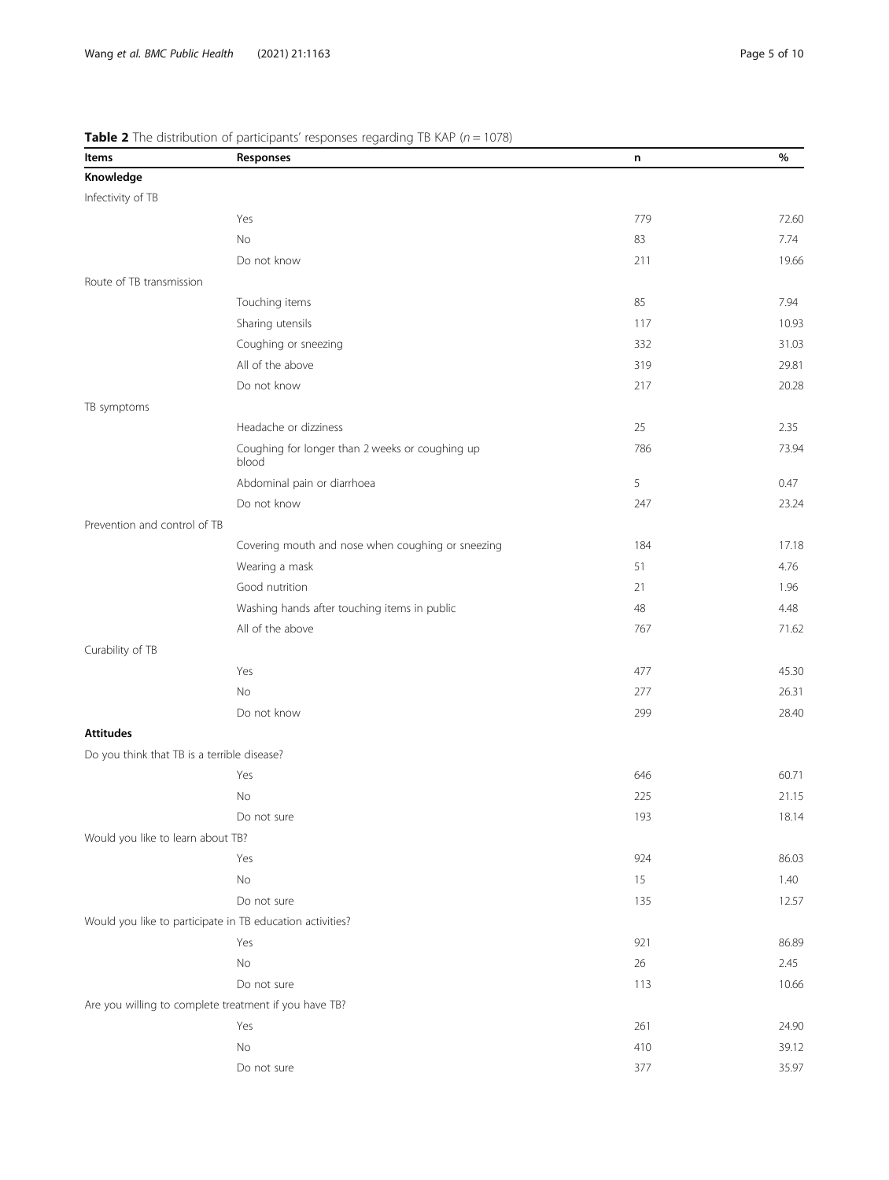**Table 2** The distribution of participants' responses regarding TB KAP ($n = 1078$)

| Items | Responses | n | % |
|---|---|---|---|
| **Knowledge** | | | |
| Infectivity of TB | | | |
| | Yes | 779 | 72.60 |
| | No | 83 | 7.74 |
| | Do not know | 211 | 19.66 |
| Route of TB transmission | | | |
| | Touching items | 85 | 7.94 |
| | Sharing utensils | 117 | 10.93 |
| | Coughing or sneezing | 332 | 31.03 |
| | All of the above | 319 | 29.81 |
| | Do not know | 217 | 20.28 |
| TB symptoms | | | |
| | Headache or dizziness | 25 | 2.35 |
| | Coughing for longer than 2 weeks or coughing up blood | 786 | 73.94 |
| | Abdominal pain or diarrhoea | 5 | 0.47 |
| | Do not know | 247 | 23.24 |
| Prevention and control of TB | | | |
| | Covering mouth and nose when coughing or sneezing | 184 | 17.18 |
| | Wearing a mask | 51 | 4.76 |
| | Good nutrition | 21 | 1.96 |
| | Washing hands after touching items in public | 48 | 4.48 |
| | All of the above | 767 | 71.62 |
| Curability of TB | | | |
| | Yes | 477 | 45.30 |
| | No | 277 | 26.31 |
| | Do not know | 299 | 28.40 |
| **Attitudes** | | | |
| Do you think that TB is a terrible disease? | | | |
| | Yes | 646 | 60.71 |
| | No | 225 | 21.15 |
| | Do not sure | 193 | 18.14 |
| Would you like to learn about TB? | | | |
| | Yes | 924 | 86.03 |
| | No | 15 | 1.40 |
| | Do not sure | 135 | 12.57 |
| Would you like to participate in TB education activities? | | | |
| | Yes | 921 | 86.89 |
| | No | 26 | 2.45 |
| | Do not sure | 113 | 10.66 |
| Are you willing to complete treatment if you have TB? | | | |
| | Yes | 261 | 24.90 |
| | No | 410 | 39.12 |
| | Do not sure | 377 | 35.97 |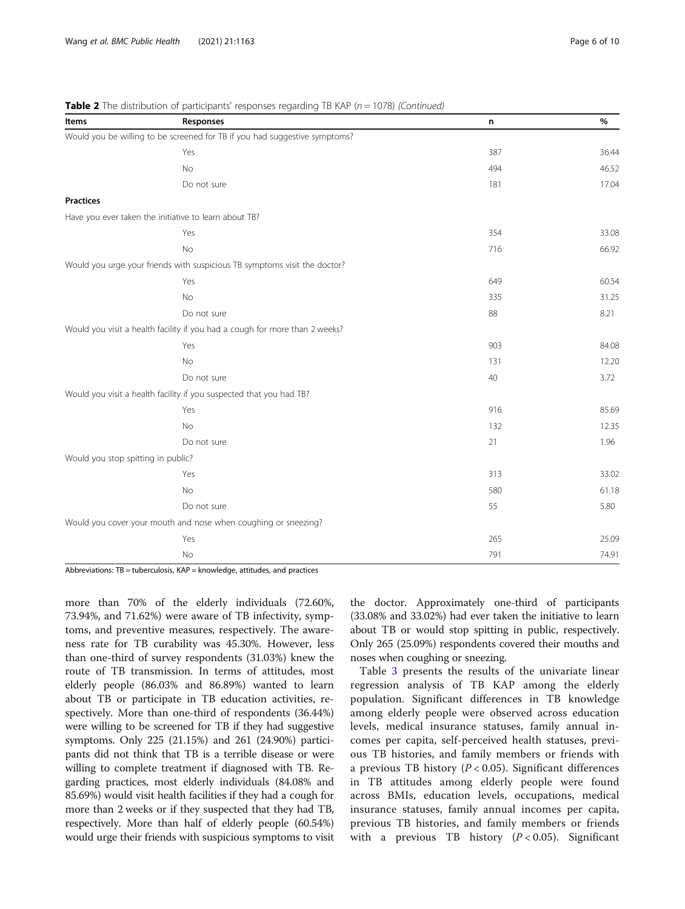**Table 2** The distribution of participants' responses regarding TB KAP ($n = 1078$) *(Continued)*

| Items | Responses | n | % |
|---|---|---|---|
| Would you be willing to be screened for TB if you had suggestive symptoms? | | | |
| | Yes | 387 | 36.44 |
| | No | 494 | 46.52 |
| | Do not sure | 181 | 17.04 |
| **Practices** | | | |
| Have you ever taken the initiative to learn about TB? | | | |
| | Yes | 354 | 33.08 |
| | No | 716 | 66.92 |
| Would you urge your friends with suspicious TB symptoms visit the doctor? | | | |
| | Yes | 649 | 60.54 |
| | No | 335 | 31.25 |
| | Do not sure | 88 | 8.21 |
| Would you visit a health facility if you had a cough for more than 2 weeks? | | | |
| | Yes | 903 | 84.08 |
| | No | 131 | 12.20 |
| | Do not sure | 40 | 3.72 |
| Would you visit a health facility if you suspected that you had TB? | | | |
| | Yes | 916 | 85.69 |
| | No | 132 | 12.35 |
| | Do not sure | 21 | 1.96 |
| Would you stop spitting in public? | | | |
| | Yes | 313 | 33.02 |
| | No | 580 | 61.18 |
| | Do not sure | 55 | 5.80 |
| Would you cover your mouth and nose when coughing or sneezing? | | | |
| | Yes | 265 | 25.09 |
| | No | 791 | 74.91 |

Abbreviations: TB = tuberculosis, KAP = knowledge, attitudes, and practices

more than 70% of the elderly individuals (72.60%, 73.94%, and 71.62%) were aware of TB infectivity, symptoms, and preventive measures, respectively. The awareness rate for TB curability was 45.30%. However, less than one-third of survey respondents (31.03%) knew the route of TB transmission. In terms of attitudes, most elderly people (86.03% and 86.89%) wanted to learn about TB or participate in TB education activities, respectively. More than one-third of respondents (36.44%) were willing to be screened for TB if they had suggestive symptoms. Only 225 (21.15%) and 261 (24.90%) participants did not think that TB is a terrible disease or were willing to complete treatment if diagnosed with TB. Regarding practices, most elderly individuals (84.08% and 85.69%) would visit health facilities if they had a cough for more than 2 weeks or if they suspected that they had TB, respectively. More than half of elderly people (60.54%) would urge their friends with suspicious symptoms to visit the doctor. Approximately one-third of participants (33.08% and 33.02%) had ever taken the initiative to learn about TB or would stop spitting in public, respectively. Only 265 (25.09%) respondents covered their mouths and noses when coughing or sneezing.

Table 3 presents the results of the univariate linear regression analysis of TB KAP among the elderly population. Significant differences in TB knowledge among elderly people were observed across education levels, medical insurance statuses, family annual incomes per capita, self-perceived health statuses, previous TB histories, and family members or friends with a previous TB history ($P < 0.05$). Significant differences in TB attitudes among elderly people were found across BMIs, education levels, occupations, medical insurance statuses, family annual incomes per capita, previous TB histories, and family members or friends with a previous TB history ($P < 0.05$). Significant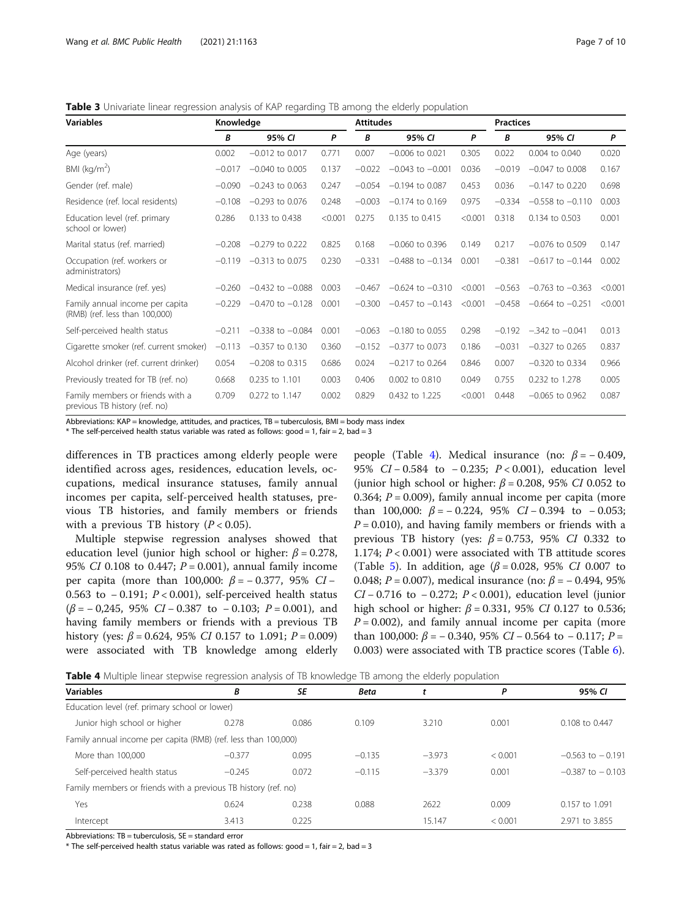**Table 3** Univariate linear regression analysis of KAP regarding TB among the elderly population

| Variables | Knowledge | | | Attitudes | | | Practices | | |
|---|---|---|---|---|---|---|---|---|---|
| | *B* | 95% *CI* | *P* | *B* | 95% *CI* | *P* | *B* | 95% *CI* | *P* |
| Age (years) | 0.002 | −0.012 to 0.017 | 0.771 | 0.007 | −0.006 to 0.021 | 0.305 | 0.022 | 0.004 to 0.040 | 0.020 |
| BMI (kg/m$^2$) | −0.017 | −0.040 to 0.005 | 0.137 | −0.022 | −0.043 to −0.001 | 0.036 | −0.019 | −0.047 to 0.008 | 0.167 |
| Gender (ref. male) | −0.090 | −0.243 to 0.063 | 0.247 | −0.054 | −0.194 to 0.087 | 0.453 | 0.036 | −0.147 to 0.220 | 0.698 |
| Residence (ref. local residents) | −0.108 | −0.293 to 0.076 | 0.248 | −0.003 | −0.174 to 0.169 | 0.975 | −0.334 | −0.558 to −0.110 | 0.003 |
| Education level (ref. primary school or lower) | 0.286 | 0.133 to 0.438 | <0.001 | 0.275 | 0.135 to 0.415 | <0.001 | 0.318 | 0.134 to 0.503 | 0.001 |
| Marital status (ref. married) | −0.208 | −0.279 to 0.222 | 0.825 | 0.168 | −0.060 to 0.396 | 0.149 | 0.217 | −0.076 to 0.509 | 0.147 |
| Occupation (ref. workers or administrators) | −0.119 | −0.313 to 0.075 | 0.230 | −0.331 | −0.488 to −0.134 | 0.001 | −0.381 | −0.617 to −0.144 | 0.002 |
| Medical insurance (ref. yes) | −0.260 | −0.432 to −0.088 | 0.003 | −0.467 | −0.624 to −0.310 | <0.001 | −0.563 | −0.763 to −0.363 | <0.001 |
| Family annual income per capita (RMB) (ref. less than 100,000) | −0.229 | −0.470 to −0.128 | 0.001 | −0.300 | −0.457 to −0.143 | <0.001 | −0.458 | −0.664 to −0.251 | <0.001 |
| Self-perceived health status | −0.211 | −0.338 to −0.084 | 0.001 | −0.063 | −0.180 to 0.055 | 0.298 | −0.192 | −.342 to −0.041 | 0.013 |
| Cigarette smoker (ref. current smoker) | −0.113 | −0.357 to 0.130 | 0.360 | −0.152 | −0.377 to 0.073 | 0.186 | −0.031 | −0.327 to 0.265 | 0.837 |
| Alcohol drinker (ref. current drinker) | 0.054 | −0.208 to 0.315 | 0.686 | 0.024 | −0.217 to 0.264 | 0.846 | 0.007 | −0.320 to 0.334 | 0.966 |
| Previously treated for TB (ref. no) | 0.668 | 0.235 to 1.101 | 0.003 | 0.406 | 0.002 to 0.810 | 0.049 | 0.755 | 0.232 to 1.278 | 0.005 |
| Family members or friends with a previous TB history (ref. no) | 0.709 | 0.272 to 1.147 | 0.002 | 0.829 | 0.432 to 1.225 | <0.001 | 0.448 | −0.065 to 0.962 | 0.087 |

Abbreviations: KAP = knowledge, attitudes, and practices, TB = tuberculosis, BMI = body mass index

* The self-perceived health status variable was rated as follows: good = 1, fair = 2, bad = 3

differences in TB practices among elderly people were identified across ages, residences, education levels, occupations, medical insurance statuses, family annual incomes per capita, self-perceived health statuses, previous TB histories, and family members or friends with a previous TB history ($P < 0.05$).

Multiple stepwise regression analyses showed that education level (junior high school or higher: $\beta = 0.278$, 95% *CI* 0.108 to 0.447; $P = 0.001$), annual family income per capita (more than 100,000: $\beta = -0.377$, 95% *CI* −0.563 to −0.191; $P < 0.001$), self-perceived health status ($\beta = -0{,}245$, 95% *CI* −0.387 to −0.103; $P = 0.001$), and having family members or friends with a previous TB history (yes: $\beta = 0.624$, 95% *CI* 0.157 to 1.091; $P = 0.009$) were associated with TB knowledge among elderly people (Table 4). Medical insurance (no: $\beta = -0.409$, 95% *CI* −0.584 to −0.235; $P < 0.001$), education level (junior high school or higher: $\beta = 0.208$, 95% *CI* 0.052 to 0.364; $P = 0.009$), family annual income per capita (more than 100,000: $\beta = -0.224$, 95% *CI* −0.394 to −0.053; $P = 0.010$), and having family members or friends with a previous TB history (yes: $\beta = 0.753$, 95% *CI* 0.332 to 1.174; $P < 0.001$) were associated with TB attitude scores (Table 5). In addition, age ($\beta = 0.028$, 95% *CI* 0.007 to 0.048; $P = 0.007$), medical insurance (no: $\beta = -0.494$, 95% *CI* −0.716 to −0.272; $P < 0.001$), education level (junior high school or higher: $\beta = 0.331$, 95% *CI* 0.127 to 0.536; $P = 0.002$), and family annual income per capita (more than 100,000: $\beta = -0.340$, 95% *CI* −0.564 to −0.117; $P = 0.003$) were associated with TB practice scores (Table 6).

**Table 4** Multiple linear stepwise regression analysis of TB knowledge TB among the elderly population

| Variables | *B* | *SE* | *Beta* | *t* | *P* | 95% *CI* |
|---|---|---|---|---|---|---|
| Education level (ref. primary school or lower) | | | | | | |
| Junior high school or higher | 0.278 | 0.086 | 0.109 | 3.210 | 0.001 | 0.108 to 0.447 |
| Family annual income per capita (RMB) (ref. less than 100,000) | | | | | | |
| More than 100,000 | −0.377 | 0.095 | −0.135 | −3.973 | < 0.001 | −0.563 to −0.191 |
| Self-perceived health status | −0.245 | 0.072 | −0.115 | −3.379 | 0.001 | −0.387 to −0.103 |
| Family members or friends with a previous TB history (ref. no) | | | | | | |
| Yes | 0.624 | 0.238 | 0.088 | 2622 | 0.009 | 0.157 to 1.091 |
| Intercept | 3.413 | 0.225 | | 15.147 | < 0.001 | 2.971 to 3.855 |

Abbreviations: TB = tuberculosis, SE = standard error

* The self-perceived health status variable was rated as follows: good = 1, fair = 2, bad = 3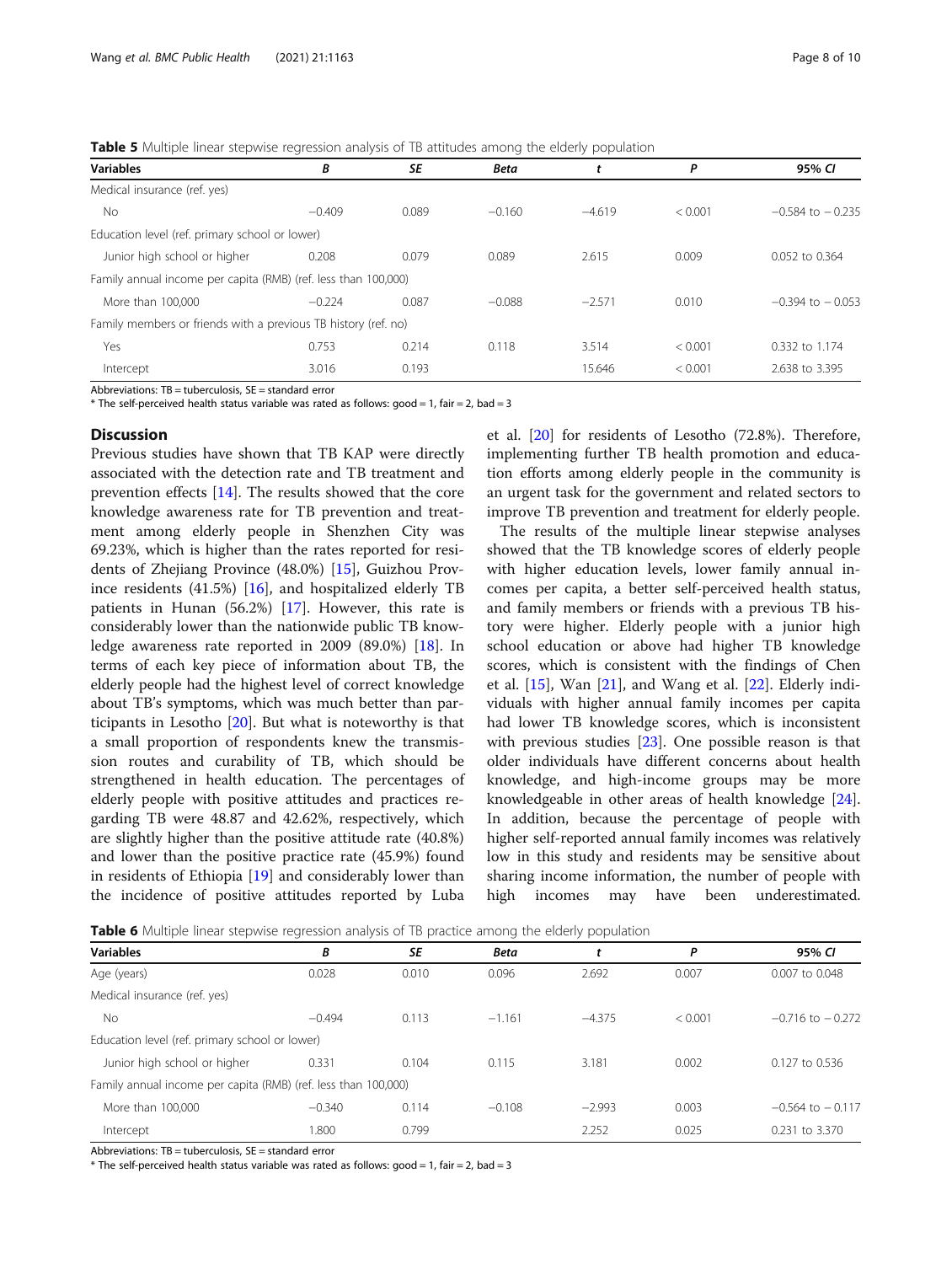**Table 5** Multiple linear stepwise regression analysis of TB attitudes among the elderly population

| Variables | *B* | *SE* | *Beta* | *t* | *P* | 95% *CI* |
|---|---|---|---|---|---|---|
| Medical insurance (ref. yes) | | | | | | |
| No | −0.409 | 0.089 | −0.160 | −4.619 | < 0.001 | −0.584 to − 0.235 |
| Education level (ref. primary school or lower) | | | | | | |
| Junior high school or higher | 0.208 | 0.079 | 0.089 | 2.615 | 0.009 | 0.052 to 0.364 |
| Family annual income per capita (RMB) (ref. less than 100,000) | | | | | | |
| More than 100,000 | −0.224 | 0.087 | −0.088 | −2.571 | 0.010 | −0.394 to − 0.053 |
| Family members or friends with a previous TB history (ref. no) | | | | | | |
| Yes | 0.753 | 0.214 | 0.118 | 3.514 | < 0.001 | 0.332 to 1.174 |
| Intercept | 3.016 | 0.193 | | 15.646 | < 0.001 | 2.638 to 3.395 |

Abbreviations: TB = tuberculosis, SE = standard error
* The self-perceived health status variable was rated as follows: good = 1, fair = 2, bad = 3

## Discussion

Previous studies have shown that TB KAP were directly associated with the detection rate and TB treatment and prevention effects [14]. The results showed that the core knowledge awareness rate for TB prevention and treatment among elderly people in Shenzhen City was 69.23%, which is higher than the rates reported for residents of Zhejiang Province (48.0%) [15], Guizhou Province residents (41.5%) [16], and hospitalized elderly TB patients in Hunan (56.2%) [17]. However, this rate is considerably lower than the nationwide public TB knowledge awareness rate reported in 2009 (89.0%) [18]. In terms of each key piece of information about TB, the elderly people had the highest level of correct knowledge about TB's symptoms, which was much better than participants in Lesotho [20]. But what is noteworthy is that a small proportion of respondents knew the transmission routes and curability of TB, which should be strengthened in health education. The percentages of elderly people with positive attitudes and practices regarding TB were 48.87 and 42.62%, respectively, which are slightly higher than the positive attitude rate (40.8%) and lower than the positive practice rate (45.9%) found in residents of Ethiopia [19] and considerably lower than the incidence of positive attitudes reported by Luba et al. [20] for residents of Lesotho (72.8%). Therefore, implementing further TB health promotion and education efforts among elderly people in the community is an urgent task for the government and related sectors to improve TB prevention and treatment for elderly people.

The results of the multiple linear stepwise analyses showed that the TB knowledge scores of elderly people with higher education levels, lower family annual incomes per capita, a better self-perceived health status, and family members or friends with a previous TB history were higher. Elderly people with a junior high school education or above had higher TB knowledge scores, which is consistent with the findings of Chen et al. [15], Wan [21], and Wang et al. [22]. Elderly individuals with higher annual family incomes per capita had lower TB knowledge scores, which is inconsistent with previous studies [23]. One possible reason is that older individuals have different concerns about health knowledge, and high-income groups may be more knowledgeable in other areas of health knowledge [24]. In addition, because the percentage of people with higher self-reported annual family incomes was relatively low in this study and residents may be sensitive about sharing income information, the number of people with high incomes may have been underestimated.

**Table 6** Multiple linear stepwise regression analysis of TB practice among the elderly population

| Variables | *B* | *SE* | *Beta* | *t* | *P* | 95% *CI* |
|---|---|---|---|---|---|---|
| Age (years) | 0.028 | 0.010 | 0.096 | 2.692 | 0.007 | 0.007 to 0.048 |
| Medical insurance (ref. yes) | | | | | | |
| No | −0.494 | 0.113 | −1.161 | −4.375 | < 0.001 | −0.716 to − 0.272 |
| Education level (ref. primary school or lower) | | | | | | |
| Junior high school or higher | 0.331 | 0.104 | 0.115 | 3.181 | 0.002 | 0.127 to 0.536 |
| Family annual income per capita (RMB) (ref. less than 100,000) | | | | | | |
| More than 100,000 | −0.340 | 0.114 | −0.108 | −2.993 | 0.003 | −0.564 to − 0.117 |
| Intercept | 1.800 | 0.799 | | 2.252 | 0.025 | 0.231 to 3.370 |

Abbreviations: TB = tuberculosis, SE = standard error
* The self-perceived health status variable was rated as follows: good = 1, fair = 2, bad = 3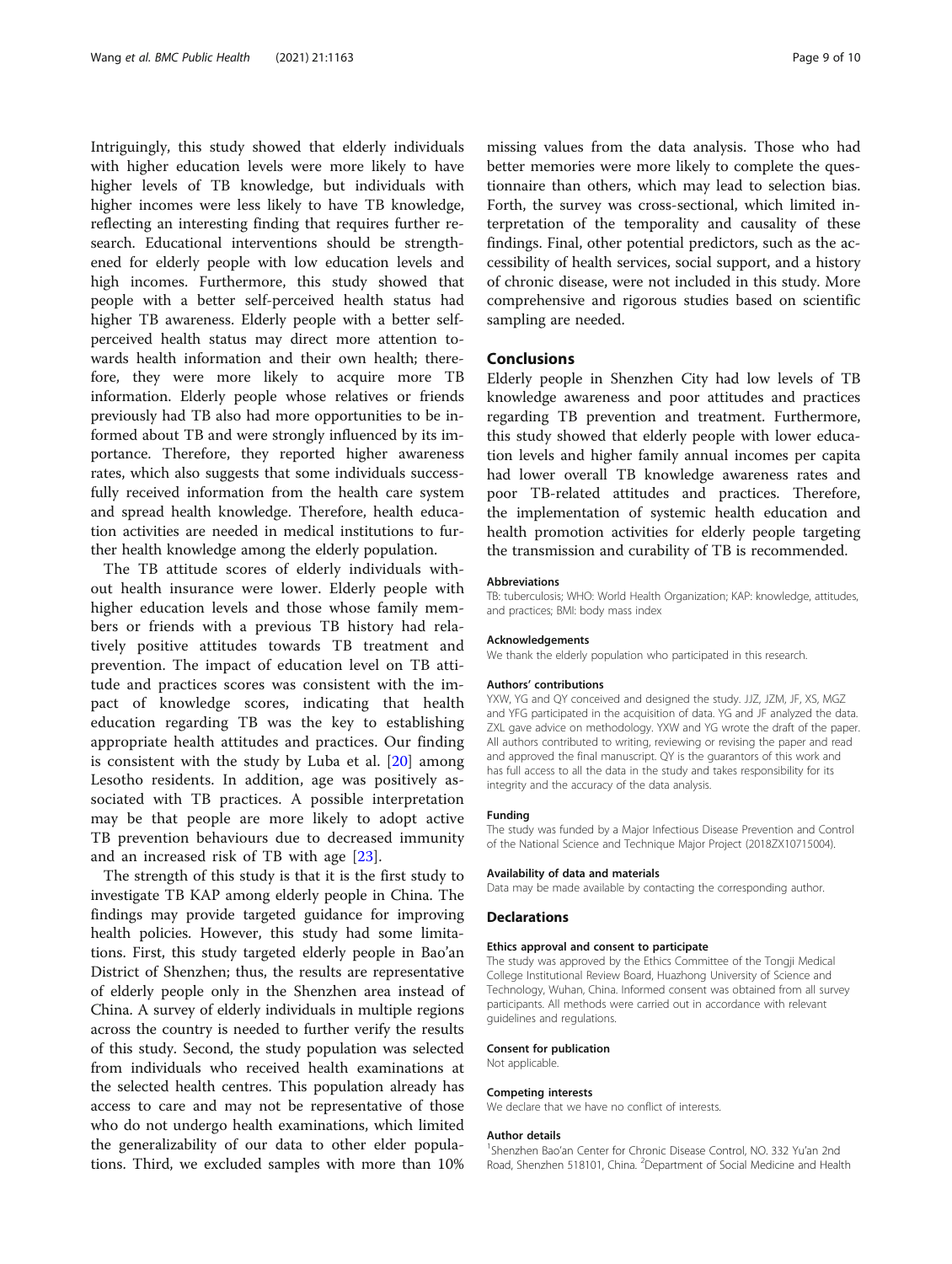Intriguingly, this study showed that elderly individuals with higher education levels were more likely to have higher levels of TB knowledge, but individuals with higher incomes were less likely to have TB knowledge, reflecting an interesting finding that requires further research. Educational interventions should be strengthened for elderly people with low education levels and high incomes. Furthermore, this study showed that people with a better self-perceived health status had higher TB awareness. Elderly people with a better self-perceived health status may direct more attention towards health information and their own health; therefore, they were more likely to acquire more TB information. Elderly people whose relatives or friends previously had TB also had more opportunities to be informed about TB and were strongly influenced by its importance. Therefore, they reported higher awareness rates, which also suggests that some individuals successfully received information from the health care system and spread health knowledge. Therefore, health education activities are needed in medical institutions to further health knowledge among the elderly population.

The TB attitude scores of elderly individuals without health insurance were lower. Elderly people with higher education levels and those whose family members or friends with a previous TB history had relatively positive attitudes towards TB treatment and prevention. The impact of education level on TB attitude and practices scores was consistent with the impact of knowledge scores, indicating that health education regarding TB was the key to establishing appropriate health attitudes and practices. Our finding is consistent with the study by Luba et al. [20] among Lesotho residents. In addition, age was positively associated with TB practices. A possible interpretation may be that people are more likely to adopt active TB prevention behaviours due to decreased immunity and an increased risk of TB with age [23].

The strength of this study is that it is the first study to investigate TB KAP among elderly people in China. The findings may provide targeted guidance for improving health policies. However, this study had some limitations. First, this study targeted elderly people in Bao'an District of Shenzhen; thus, the results are representative of elderly people only in the Shenzhen area instead of China. A survey of elderly individuals in multiple regions across the country is needed to further verify the results of this study. Second, the study population was selected from individuals who received health examinations at the selected health centres. This population already has access to care and may not be representative of those who do not undergo health examinations, which limited the generalizability of our data to other elder populations. Third, we excluded samples with more than 10% missing values from the data analysis. Those who had better memories were more likely to complete the questionnaire than others, which may lead to selection bias. Forth, the survey was cross-sectional, which limited interpretation of the temporality and causality of these findings. Final, other potential predictors, such as the accessibility of health services, social support, and a history of chronic disease, were not included in this study. More comprehensive and rigorous studies based on scientific sampling are needed.

## Conclusions

Elderly people in Shenzhen City had low levels of TB knowledge awareness and poor attitudes and practices regarding TB prevention and treatment. Furthermore, this study showed that elderly people with lower education levels and higher family annual incomes per capita had lower overall TB knowledge awareness rates and poor TB-related attitudes and practices. Therefore, the implementation of systemic health education and health promotion activities for elderly people targeting the transmission and curability of TB is recommended.

#### Abbreviations

TB: tuberculosis; WHO: World Health Organization; KAP: knowledge, attitudes, and practices; BMI: body mass index

#### Acknowledgements

We thank the elderly population who participated in this research.

#### Authors' contributions

YXW, YG and QY conceived and designed the study. JJZ, JZM, JF, XS, MGZ and YFG participated in the acquisition of data. YG and JF analyzed the data. ZXL gave advice on methodology. YXW and YG wrote the draft of the paper. All authors contributed to writing, reviewing or revising the paper and read and approved the final manuscript. QY is the guarantors of this work and has full access to all the data in the study and takes responsibility for its integrity and the accuracy of the data analysis.

#### Funding

The study was funded by a Major Infectious Disease Prevention and Control of the National Science and Technique Major Project (2018ZX10715004).

#### Availability of data and materials

Data may be made available by contacting the corresponding author.

### Declarations

#### Ethics approval and consent to participate

The study was approved by the Ethics Committee of the Tongji Medical College Institutional Review Board, Huazhong University of Science and Technology, Wuhan, China. Informed consent was obtained from all survey participants. All methods were carried out in accordance with relevant guidelines and regulations.

#### Consent for publication

Not applicable.

#### Competing interests

We declare that we have no conflict of interests.

#### Author details

[1]Shenzhen Bao'an Center for Chronic Disease Control, NO. 332 Yu'an 2nd Road, Shenzhen 518101, China. [2]Department of Social Medicine and Health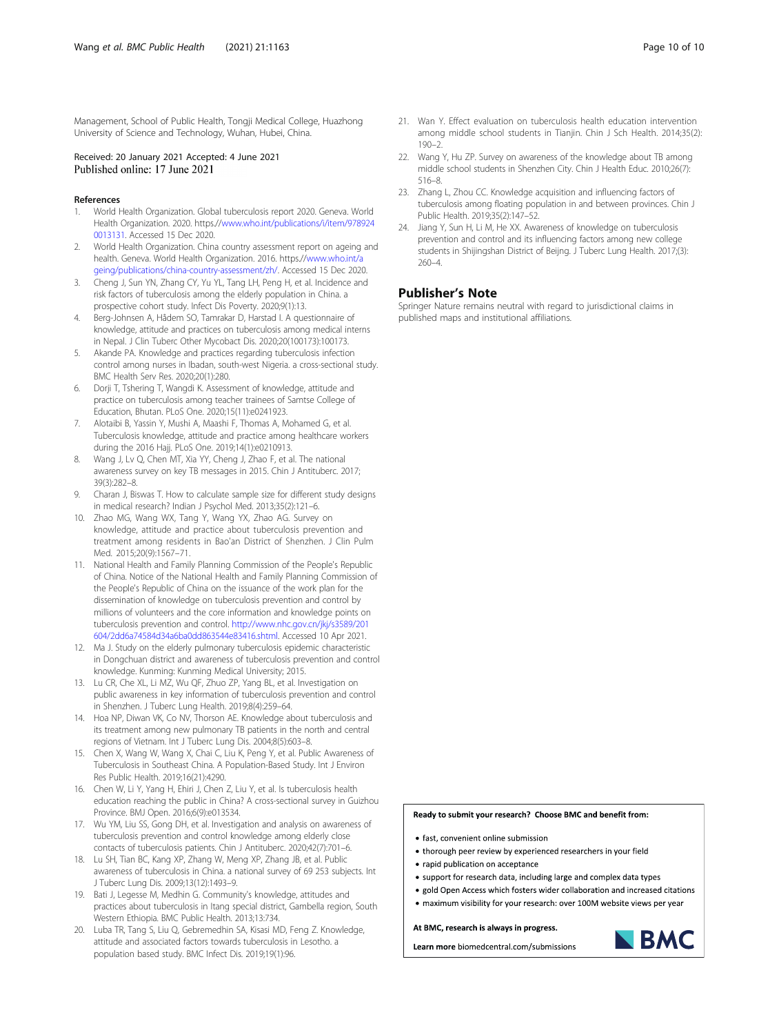Management, School of Public Health, Tongji Medical College, Huazhong University of Science and Technology, Wuhan, Hubei, China.

Received: 20 January 2021 Accepted: 4 June 2021
Published online: 17 June 2021

## References

1. World Health Organization. Global tuberculosis report 2020. Geneva. World Health Organization. 2020. https://www.who.int/publications/i/item/9789240013131. Accessed 15 Dec 2020.
2. World Health Organization. China country assessment report on ageing and health. Geneva. World Health Organization. 2016. https://www.who.int/ageing/publications/china-country-assessment/zh/. Accessed 15 Dec 2020.
3. Cheng J, Sun YN, Zhang CY, Yu YL, Tang LH, Peng H, et al. Incidence and risk factors of tuberculosis among the elderly population in China. a prospective cohort study. Infect Dis Poverty. 2020;9(1):13.
4. Berg-Johnsen A, Hådem SO, Tamrakar D, Harstad I. A questionnaire of knowledge, attitude and practices on tuberculosis among medical interns in Nepal. J Clin Tuberc Other Mycobact Dis. 2020;20(100173):100173.
5. Akande PA. Knowledge and practices regarding tuberculosis infection control among nurses in Ibadan, south-west Nigeria. a cross-sectional study. BMC Health Serv Res. 2020;20(1):280.
6. Dorji T, Tshering T, Wangdi K. Assessment of knowledge, attitude and practice on tuberculosis among teacher trainees of Samtse College of Education, Bhutan. PLoS One. 2020;15(11):e0241923.
7. Alotaibi B, Yassin Y, Mushi A, Maashi F, Thomas A, Mohamed G, et al. Tuberculosis knowledge, attitude and practice among healthcare workers during the 2016 Hajj. PLoS One. 2019;14(1):e0210913.
8. Wang J, Lv Q, Chen MT, Xia YY, Cheng J, Zhao F, et al. The national awareness survey on key TB messages in 2015. Chin J Antituberc. 2017;39(3):282–8.
9. Charan J, Biswas T. How to calculate sample size for different study designs in medical research? Indian J Psychol Med. 2013;35(2):121–6.
10. Zhao MG, Wang WX, Tang Y, Wang YX, Zhao AG. Survey on knowledge, attitude and practice about tuberculosis prevention and treatment among residents in Bao'an District of Shenzhen. J Clin Pulm Med. 2015;20(9):1567–71.
11. National Health and Family Planning Commission of the People's Republic of China. Notice of the National Health and Family Planning Commission of the People's Republic of China on the issuance of the work plan for the dissemination of knowledge on tuberculosis prevention and control by millions of volunteers and the core information and knowledge points on tuberculosis prevention and control. http://www.nhc.gov.cn/jkj/s3589/201604/2dd6a74584d34a6ba0dd863544e83416.shtml. Accessed 10 Apr 2021.
12. Ma J. Study on the elderly pulmonary tuberculosis epidemic characteristic in Dongchuan district and awareness of tuberculosis prevention and control knowledge. Kunming: Kunming Medical University; 2015.
13. Lu CR, Che XL, Li MZ, Wu QF, Zhuo ZP, Yang BL, et al. Investigation on public awareness in key information of tuberculosis prevention and control in Shenzhen. J Tuberc Lung Health. 2019;8(4):259–64.
14. Hoa NP, Diwan VK, Co NV, Thorson AE. Knowledge about tuberculosis and its treatment among new pulmonary TB patients in the north and central regions of Vietnam. Int J Tuberc Lung Dis. 2004;8(5):603–8.
15. Chen X, Wang W, Wang X, Chai C, Liu K, Peng Y, et al. Public Awareness of Tuberculosis in Southeast China. A Population-Based Study. Int J Environ Res Public Health. 2019;16(21):4290.
16. Chen W, Li Y, Yang H, Ehiri J, Chen Z, Liu Y, et al. Is tuberculosis health education reaching the public in China? A cross-sectional survey in Guizhou Province. BMJ Open. 2016;6(9):e013534.
17. Wu YM, Liu SS, Gong DH, et al. Investigation and analysis on awareness of tuberculosis prevention and control knowledge among elderly close contacts of tuberculosis patients. Chin J Antituberc. 2020;42(7):701–6.
18. Lu SH, Tian BC, Kang XP, Zhang W, Meng XP, Zhang JB, et al. Public awareness of tuberculosis in China. a national survey of 69 253 subjects. Int J Tuberc Lung Dis. 2009;13(12):1493–9.
19. Bati J, Legesse M, Medhin G. Community's knowledge, attitudes and practices about tuberculosis in Itang special district, Gambella region, South Western Ethiopia. BMC Public Health. 2013;13:734.
20. Luba TR, Tang S, Liu Q, Gebremedhin SA, Kisasi MD, Feng Z. Knowledge, attitude and associated factors towards tuberculosis in Lesotho. a population based study. BMC Infect Dis. 2019;19(1):96.
21. Wan Y. Effect evaluation on tuberculosis health education intervention among middle school students in Tianjin. Chin J Sch Health. 2014;35(2):190–2.
22. Wang Y, Hu ZP. Survey on awareness of the knowledge about TB among middle school students in Shenzhen City. Chin J Health Educ. 2010;26(7):516–8.
23. Zhang L, Zhou CC. Knowledge acquisition and influencing factors of tuberculosis among floating population in and between provinces. Chin J Public Health. 2019;35(2):147–52.
24. Jiang Y, Sun H, Li M, He XX. Awareness of knowledge on tuberculosis prevention and control and its influencing factors among new college students in Shijingshan District of Beijng. J Tuberc Lung Health. 2017;(3):260–4.

## Publisher's Note

Springer Nature remains neutral with regard to jurisdictional claims in published maps and institutional affiliations.

**Ready to submit your research? Choose BMC and benefit from:**

- fast, convenient online submission
- thorough peer review by experienced researchers in your field
- rapid publication on acceptance
- support for research data, including large and complex data types
- gold Open Access which fosters wider collaboration and increased citations
- maximum visibility for your research: over 100M website views per year

**At BMC, research is always in progress.**

**Learn more** biomedcentral.com/submissions

BMC